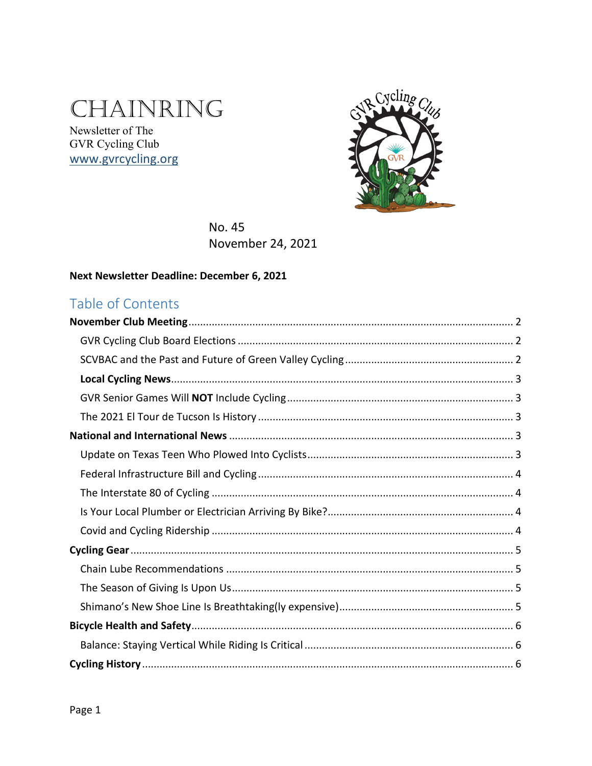# CHAINRING

Newsletter of The
GVR Cycling Club
www.gvrcycling.org

No. 45
November 24, 2021

**Next Newsletter Deadline: December 6, 2021**

## Table of Contents

**November Club Meeting** ..... 2
- GVR Cycling Club Board Elections ..... 2
- SCVBAC and the Past and Future of Green Valley Cycling ..... 2
- **Local Cycling News** ..... 3
- GVR Senior Games Will **NOT** Include Cycling ..... 3
- The 2021 El Tour de Tucson Is History ..... 3

**National and International News** ..... 3
- Update on Texas Teen Who Plowed Into Cyclists ..... 3
- Federal Infrastructure Bill and Cycling ..... 4
- The Interstate 80 of Cycling ..... 4
- Is Your Local Plumber or Electrician Arriving By Bike? ..... 4
- Covid and Cycling Ridership ..... 4

**Cycling Gear** ..... 5
- Chain Lube Recommendations ..... 5
- The Season of Giving Is Upon Us ..... 5
- Shimano's New Shoe Line Is Breathtaking(ly expensive) ..... 5

**Bicycle Health and Safety** ..... 6
- Balance: Staying Vertical While Riding Is Critical ..... 6

**Cycling History** ..... 6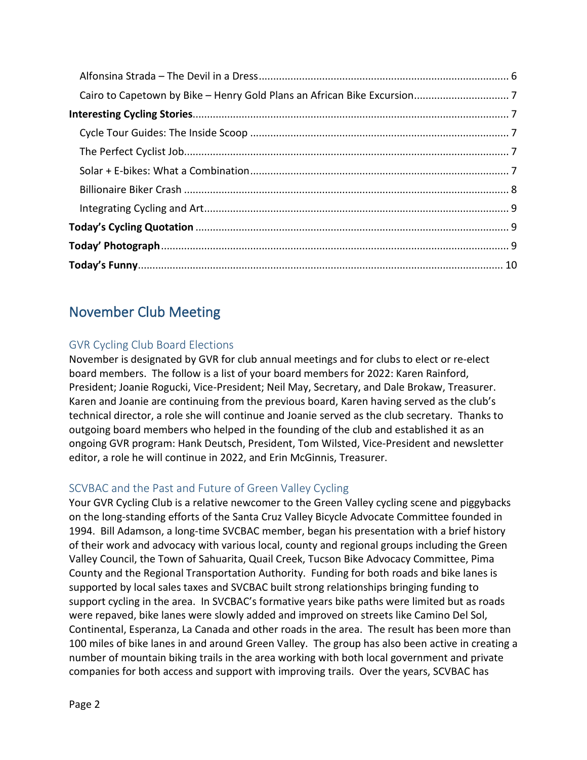Alfonsina Strada – The Devil in a Dress ........................................................................................ 6
Cairo to Capetown by Bike – Henry Gold Plans an African Bike Excursion ................................ 7
**Interesting Cycling Stories** ........................................................................................................ 7
Cycle Tour Guides: The Inside Scoop ......................................................................................... 7
The Perfect Cyclist Job ................................................................................................................. 7
Solar + E-bikes: What a Combination ......................................................................................... 7
Billionaire Biker Crash .................................................................................................................. 8
Integrating Cycling and Art ........................................................................................................... 9
**Today's Cycling Quotation** ........................................................................................................ 9
**Today' Photograph** .................................................................................................................... 9
**Today's Funny** ........................................................................................................................... 10

## November Club Meeting

### GVR Cycling Club Board Elections

November is designated by GVR for club annual meetings and for clubs to elect or re-elect board members. The follow is a list of your board members for 2022: Karen Rainford, President; Joanie Rogucki, Vice-President; Neil May, Secretary, and Dale Brokaw, Treasurer. Karen and Joanie are continuing from the previous board, Karen having served as the club's technical director, a role she will continue and Joanie served as the club secretary. Thanks to outgoing board members who helped in the founding of the club and established it as an ongoing GVR program: Hank Deutsch, President, Tom Wilsted, Vice-President and newsletter editor, a role he will continue in 2022, and Erin McGinnis, Treasurer.

### SCVBAC and the Past and Future of Green Valley Cycling

Your GVR Cycling Club is a relative newcomer to the Green Valley cycling scene and piggybacks on the long-standing efforts of the Santa Cruz Valley Bicycle Advocate Committee founded in 1994. Bill Adamson, a long-time SVCBAC member, began his presentation with a brief history of their work and advocacy with various local, county and regional groups including the Green Valley Council, the Town of Sahuarita, Quail Creek, Tucson Bike Advocacy Committee, Pima County and the Regional Transportation Authority. Funding for both roads and bike lanes is supported by local sales taxes and SVCBAC built strong relationships bringing funding to support cycling in the area. In SVCBAC's formative years bike paths were limited but as roads were repaved, bike lanes were slowly added and improved on streets like Camino Del Sol, Continental, Esperanza, La Canada and other roads in the area. The result has been more than 100 miles of bike lanes in and around Green Valley. The group has also been active in creating a number of mountain biking trails in the area working with both local government and private companies for both access and support with improving trails. Over the years, SCVBAC has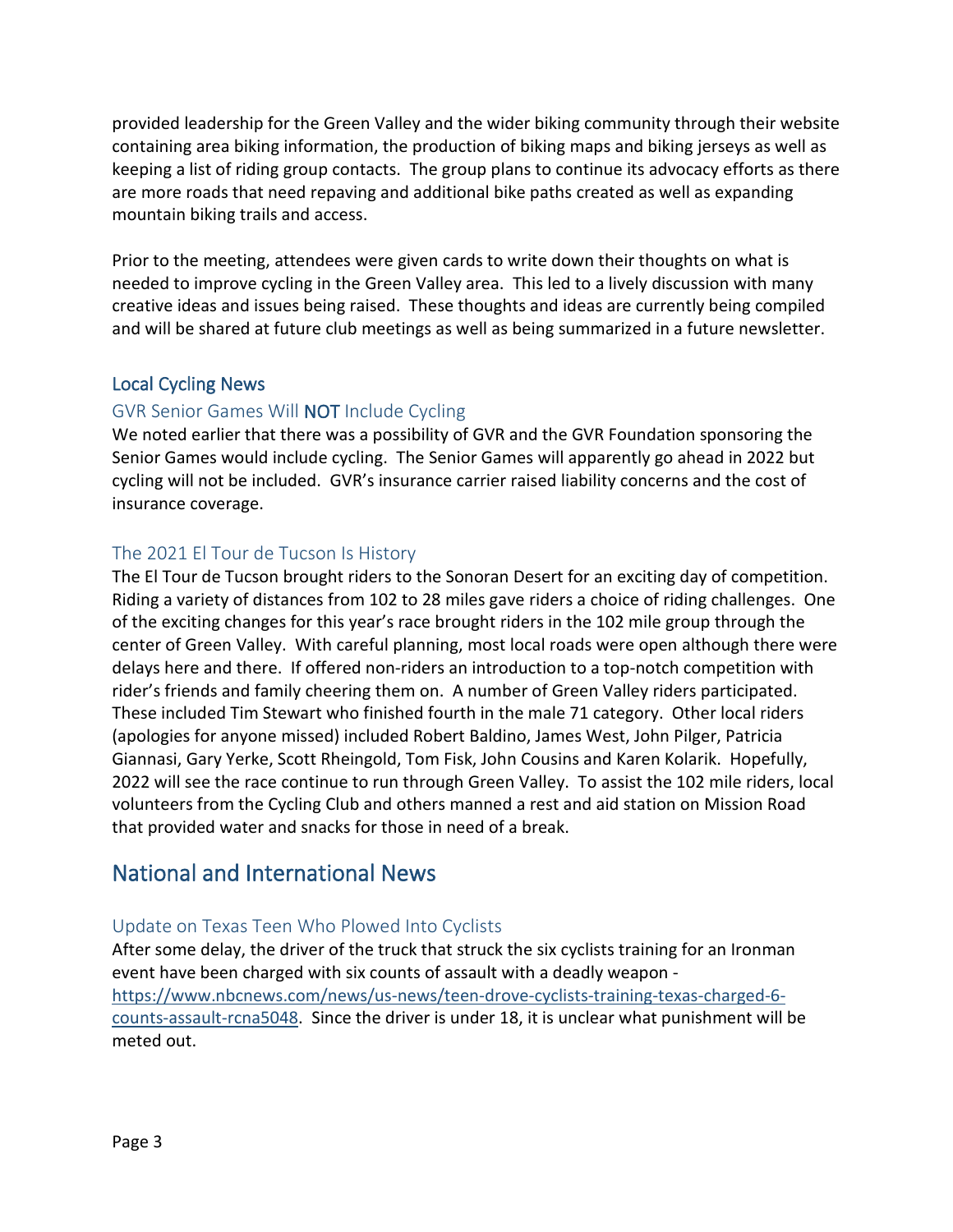provided leadership for the Green Valley and the wider biking community through their website containing area biking information, the production of biking maps and biking jerseys as well as keeping a list of riding group contacts. The group plans to continue its advocacy efforts as there are more roads that need repaving and additional bike paths created as well as expanding mountain biking trails and access.

Prior to the meeting, attendees were given cards to write down their thoughts on what is needed to improve cycling in the Green Valley area. This led to a lively discussion with many creative ideas and issues being raised. These thoughts and ideas are currently being compiled and will be shared at future club meetings as well as being summarized in a future newsletter.

## Local Cycling News

### GVR Senior Games Will **NOT** Include Cycling

We noted earlier that there was a possibility of GVR and the GVR Foundation sponsoring the Senior Games would include cycling. The Senior Games will apparently go ahead in 2022 but cycling will not be included. GVR's insurance carrier raised liability concerns and the cost of insurance coverage.

### The 2021 El Tour de Tucson Is History

The El Tour de Tucson brought riders to the Sonoran Desert for an exciting day of competition. Riding a variety of distances from 102 to 28 miles gave riders a choice of riding challenges. One of the exciting changes for this year's race brought riders in the 102 mile group through the center of Green Valley. With careful planning, most local roads were open although there were delays here and there. If offered non-riders an introduction to a top-notch competition with rider's friends and family cheering them on. A number of Green Valley riders participated. These included Tim Stewart who finished fourth in the male 71 category. Other local riders (apologies for anyone missed) included Robert Baldino, James West, John Pilger, Patricia Giannasi, Gary Yerke, Scott Rheingold, Tom Fisk, John Cousins and Karen Kolarik. Hopefully, 2022 will see the race continue to run through Green Valley. To assist the 102 mile riders, local volunteers from the Cycling Club and others manned a rest and aid station on Mission Road that provided water and snacks for those in need of a break.

# National and International News

### Update on Texas Teen Who Plowed Into Cyclists

After some delay, the driver of the truck that struck the six cyclists training for an Ironman event have been charged with six counts of assault with a deadly weapon - https://www.nbcnews.com/news/us-news/teen-drove-cyclists-training-texas-charged-6-counts-assault-rcna5048. Since the driver is under 18, it is unclear what punishment will be meted out.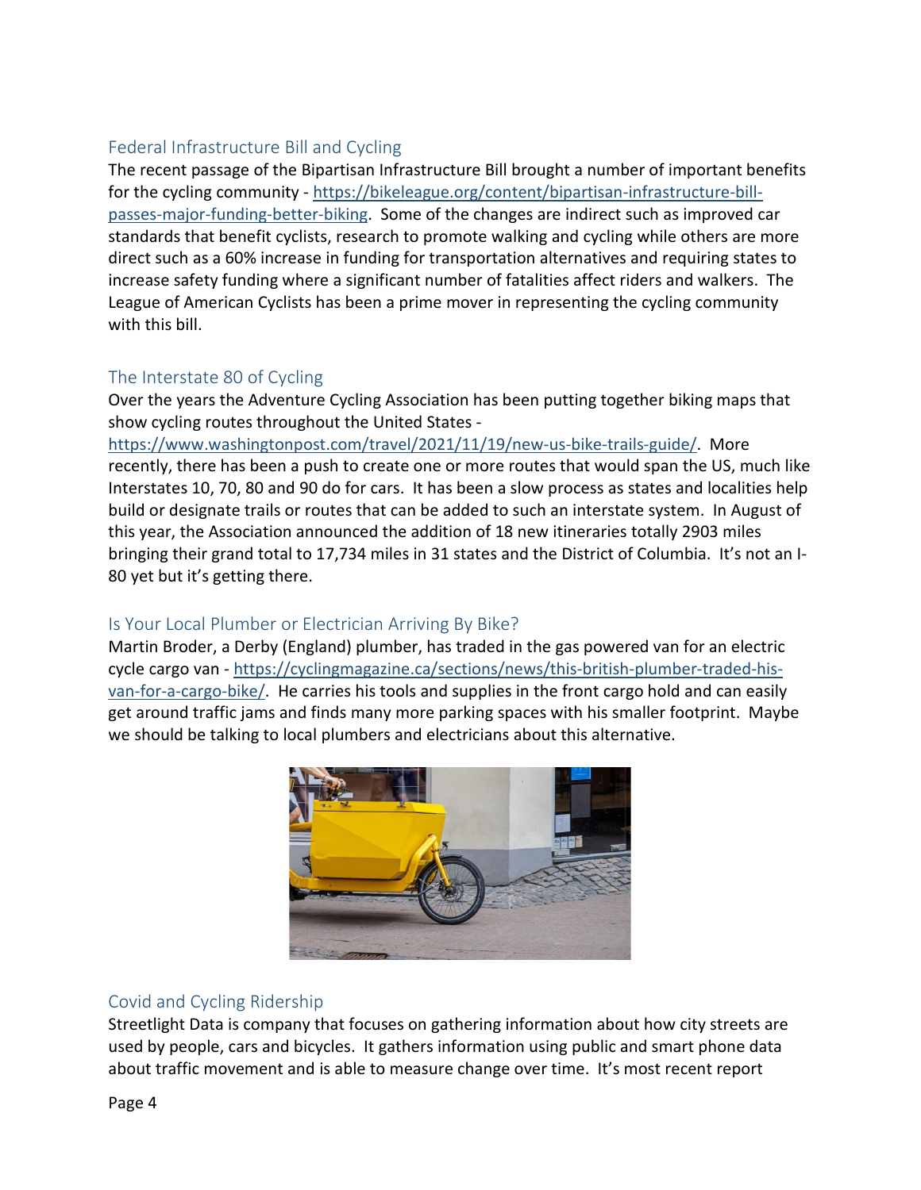## Federal Infrastructure Bill and Cycling

The recent passage of the Bipartisan Infrastructure Bill brought a number of important benefits for the cycling community - https://bikeleague.org/content/bipartisan-infrastructure-bill-passes-major-funding-better-biking. Some of the changes are indirect such as improved car standards that benefit cyclists, research to promote walking and cycling while others are more direct such as a 60% increase in funding for transportation alternatives and requiring states to increase safety funding where a significant number of fatalities affect riders and walkers. The League of American Cyclists has been a prime mover in representing the cycling community with this bill.

## The Interstate 80 of Cycling

Over the years the Adventure Cycling Association has been putting together biking maps that show cycling routes throughout the United States - https://www.washingtonpost.com/travel/2021/11/19/new-us-bike-trails-guide/. More recently, there has been a push to create one or more routes that would span the US, much like Interstates 10, 70, 80 and 90 do for cars. It has been a slow process as states and localities help build or designate trails or routes that can be added to such an interstate system. In August of this year, the Association announced the addition of 18 new itineraries totally 2903 miles bringing their grand total to 17,734 miles in 31 states and the District of Columbia. It's not an I-80 yet but it's getting there.

## Is Your Local Plumber or Electrician Arriving By Bike?

Martin Broder, a Derby (England) plumber, has traded in the gas powered van for an electric cycle cargo van - https://cyclingmagazine.ca/sections/news/this-british-plumber-traded-his-van-for-a-cargo-bike/. He carries his tools and supplies in the front cargo hold and can easily get around traffic jams and finds many more parking spaces with his smaller footprint. Maybe we should be talking to local plumbers and electricians about this alternative.

## Covid and Cycling Ridership

Streetlight Data is company that focuses on gathering information about how city streets are used by people, cars and bicycles. It gathers information using public and smart phone data about traffic movement and is able to measure change over time. It's most recent report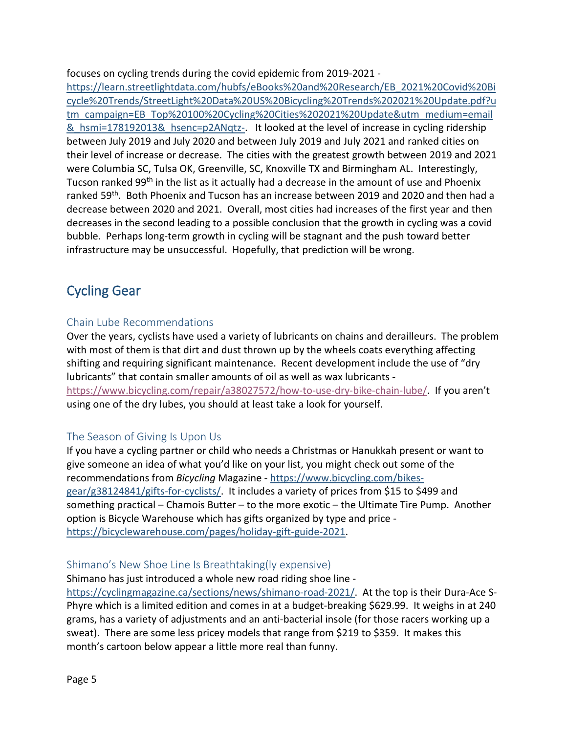focuses on cycling trends during the covid epidemic from 2019-2021 - https://learn.streetlightdata.com/hubfs/eBooks%20and%20Research/EB_2021%20Covid%20Bicycle%20Trends/StreetLight%20Data%20US%20Bicycling%20Trends%202021%20Update.pdf?utm_campaign=EB_Top%20100%20Cycling%20Cities%202021%20Update&utm_medium=email&_hsmi=178192013&_hsenc=p2ANqtz-. It looked at the level of increase in cycling ridership between July 2019 and July 2020 and between July 2019 and July 2021 and ranked cities on their level of increase or decrease. The cities with the greatest growth between 2019 and 2021 were Columbia SC, Tulsa OK, Greenville, SC, Knoxville TX and Birmingham AL. Interestingly, Tucson ranked 99th in the list as it actually had a decrease in the amount of use and Phoenix ranked 59th. Both Phoenix and Tucson has an increase between 2019 and 2020 and then had a decrease between 2020 and 2021. Overall, most cities had increases of the first year and then decreases in the second leading to a possible conclusion that the growth in cycling was a covid bubble. Perhaps long-term growth in cycling will be stagnant and the push toward better infrastructure may be unsuccessful. Hopefully, that prediction will be wrong.

## Cycling Gear

### Chain Lube Recommendations

Over the years, cyclists have used a variety of lubricants on chains and derailleurs. The problem with most of them is that dirt and dust thrown up by the wheels coats everything affecting shifting and requiring significant maintenance. Recent development include the use of "dry lubricants" that contain smaller amounts of oil as well as wax lubricants - https://www.bicycling.com/repair/a38027572/how-to-use-dry-bike-chain-lube/. If you aren't using one of the dry lubes, you should at least take a look for yourself.

### The Season of Giving Is Upon Us

If you have a cycling partner or child who needs a Christmas or Hanukkah present or want to give someone an idea of what you'd like on your list, you might check out some of the recommendations from *Bicycling* Magazine - https://www.bicycling.com/bikes-gear/g38124841/gifts-for-cyclists/. It includes a variety of prices from $15 to $499 and something practical – Chamois Butter – to the more exotic – the Ultimate Tire Pump. Another option is Bicycle Warehouse which has gifts organized by type and price - https://bicyclewarehouse.com/pages/holiday-gift-guide-2021.

### Shimano's New Shoe Line Is Breathtaking(ly expensive)

Shimano has just introduced a whole new road riding shoe line - https://cyclingmagazine.ca/sections/news/shimano-road-2021/. At the top is their Dura-Ace S-Phyre which is a limited edition and comes in at a budget-breaking $629.99. It weighs in at 240 grams, has a variety of adjustments and an anti-bacterial insole (for those racers working up a sweat). There are some less pricey models that range from $219 to $359. It makes this month's cartoon below appear a little more real than funny.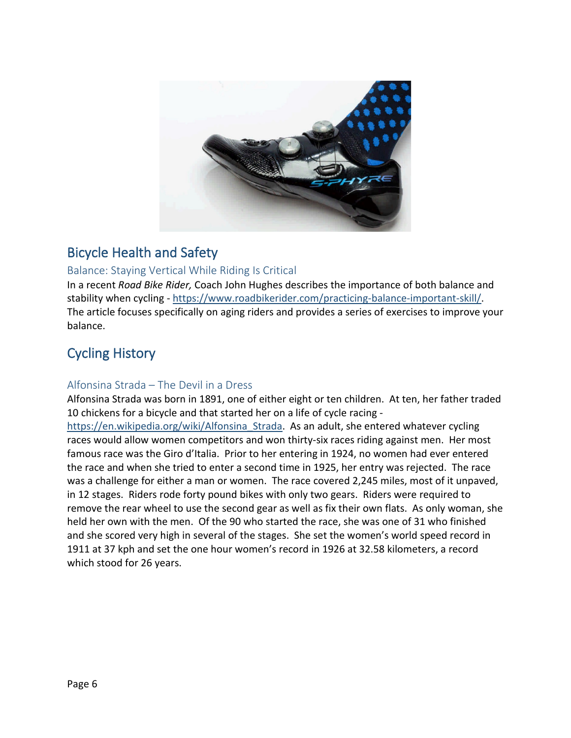## Bicycle Health and Safety

### Balance: Staying Vertical While Riding Is Critical

In a recent *Road Bike Rider,* Coach John Hughes describes the importance of both balance and stability when cycling - https://www.roadbikerider.com/practicing-balance-important-skill/. The article focuses specifically on aging riders and provides a series of exercises to improve your balance.

## Cycling History

### Alfonsina Strada – The Devil in a Dress

Alfonsina Strada was born in 1891, one of either eight or ten children. At ten, her father traded 10 chickens for a bicycle and that started her on a life of cycle racing - https://en.wikipedia.org/wiki/Alfonsina_Strada. As an adult, she entered whatever cycling races would allow women competitors and won thirty-six races riding against men. Her most famous race was the Giro d'Italia. Prior to her entering in 1924, no women had ever entered the race and when she tried to enter a second time in 1925, her entry was rejected. The race was a challenge for either a man or women. The race covered 2,245 miles, most of it unpaved, in 12 stages. Riders rode forty pound bikes with only two gears. Riders were required to remove the rear wheel to use the second gear as well as fix their own flats. As only woman, she held her own with the men. Of the 90 who started the race, she was one of 31 who finished and she scored very high in several of the stages. She set the women's world speed record in 1911 at 37 kph and set the one hour women's record in 1926 at 32.58 kilometers, a record which stood for 26 years.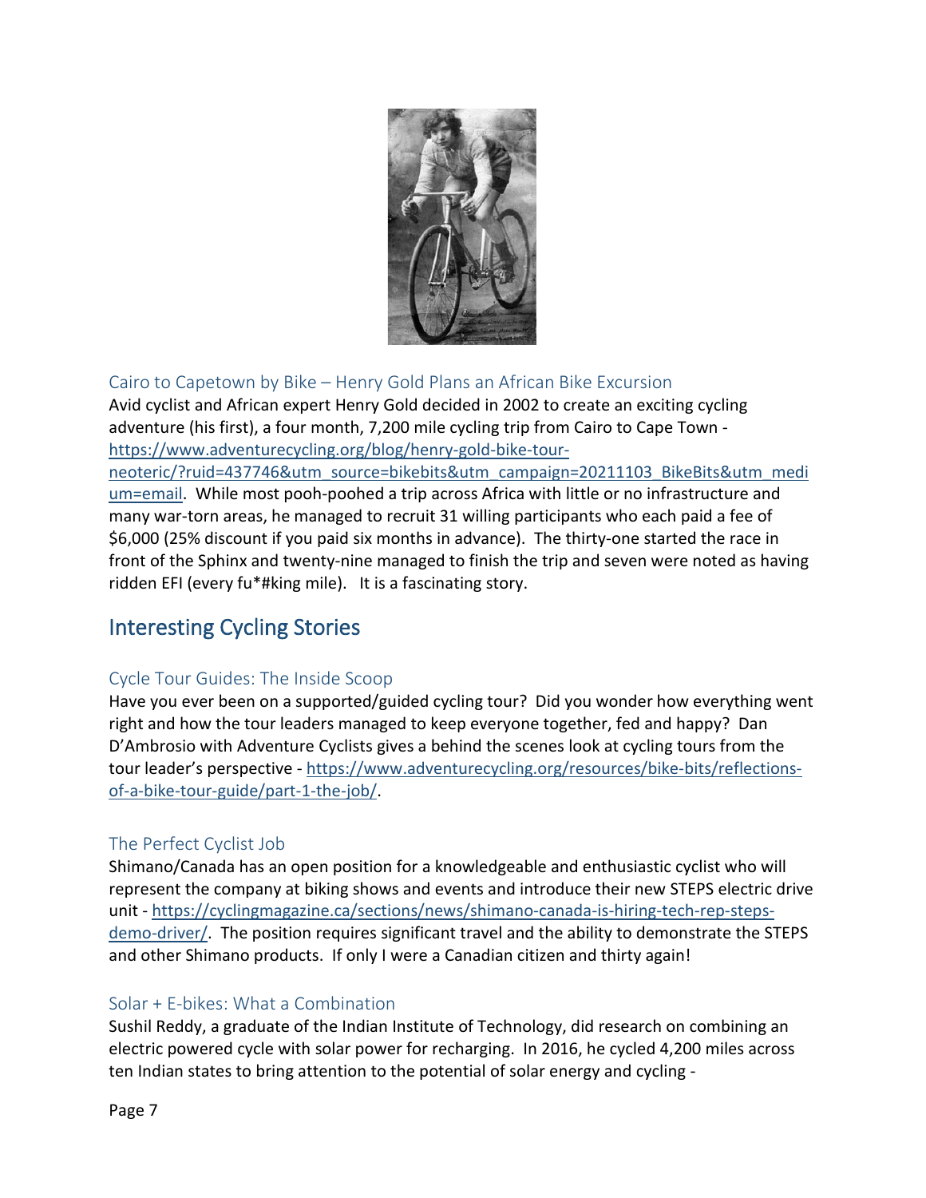### Cairo to Capetown by Bike – Henry Gold Plans an African Bike Excursion

Avid cyclist and African expert Henry Gold decided in 2002 to create an exciting cycling adventure (his first), a four month, 7,200 mile cycling trip from Cairo to Cape Town - https://www.adventurecycling.org/blog/henry-gold-bike-tour-neoteric/?ruid=437746&utm_source=bikebits&utm_campaign=20211103_BikeBits&utm_medium=email. While most pooh-poohed a trip across Africa with little or no infrastructure and many war-torn areas, he managed to recruit 31 willing participants who each paid a fee of $6,000 (25% discount if you paid six months in advance). The thirty-one started the race in front of the Sphinx and twenty-nine managed to finish the trip and seven were noted as having ridden EFI (every fu*#king mile). It is a fascinating story.

## Interesting Cycling Stories

### Cycle Tour Guides: The Inside Scoop

Have you ever been on a supported/guided cycling tour? Did you wonder how everything went right and how the tour leaders managed to keep everyone together, fed and happy? Dan D'Ambrosio with Adventure Cyclists gives a behind the scenes look at cycling tours from the tour leader's perspective - https://www.adventurecycling.org/resources/bike-bits/reflections-of-a-bike-tour-guide/part-1-the-job/.

### The Perfect Cyclist Job

Shimano/Canada has an open position for a knowledgeable and enthusiastic cyclist who will represent the company at biking shows and events and introduce their new STEPS electric drive unit - https://cyclingmagazine.ca/sections/news/shimano-canada-is-hiring-tech-rep-steps-demo-driver/. The position requires significant travel and the ability to demonstrate the STEPS and other Shimano products. If only I were a Canadian citizen and thirty again!

### Solar + E-bikes: What a Combination

Sushil Reddy, a graduate of the Indian Institute of Technology, did research on combining an electric powered cycle with solar power for recharging. In 2016, he cycled 4,200 miles across ten Indian states to bring attention to the potential of solar energy and cycling -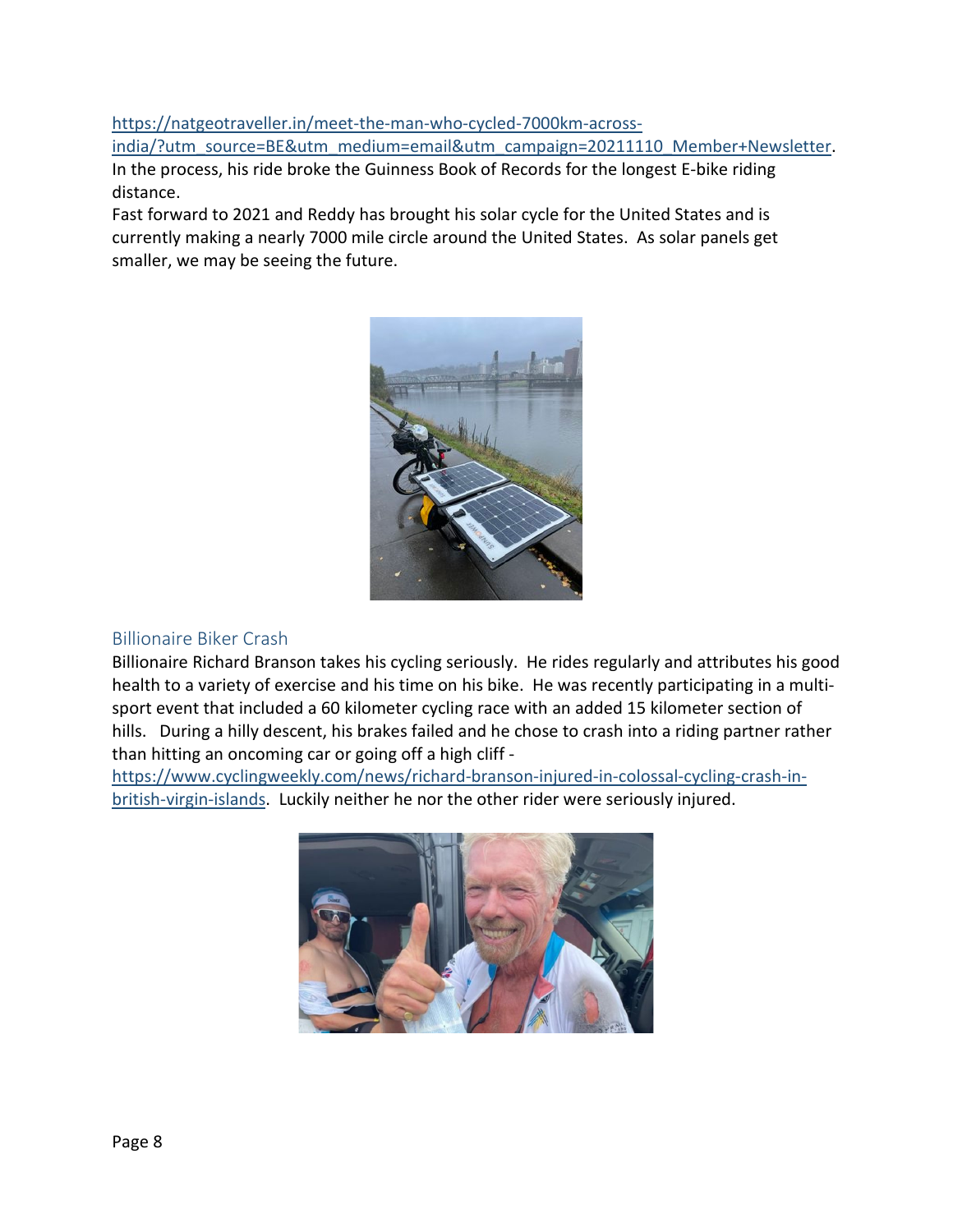https://natgeotraveller.in/meet-the-man-who-cycled-7000km-across-india/?utm_source=BE&utm_medium=email&utm_campaign=20211110_Member+Newsletter. In the process, his ride broke the Guinness Book of Records for the longest E-bike riding distance.

Fast forward to 2021 and Reddy has brought his solar cycle for the United States and is currently making a nearly 7000 mile circle around the United States. As solar panels get smaller, we may be seeing the future.

## Billionaire Biker Crash

Billionaire Richard Branson takes his cycling seriously. He rides regularly and attributes his good health to a variety of exercise and his time on his bike. He was recently participating in a multi-sport event that included a 60 kilometer cycling race with an added 15 kilometer section of hills. During a hilly descent, his brakes failed and he chose to crash into a riding partner rather than hitting an oncoming car or going off a high cliff - https://www.cyclingweekly.com/news/richard-branson-injured-in-colossal-cycling-crash-in-british-virgin-islands. Luckily neither he nor the other rider were seriously injured.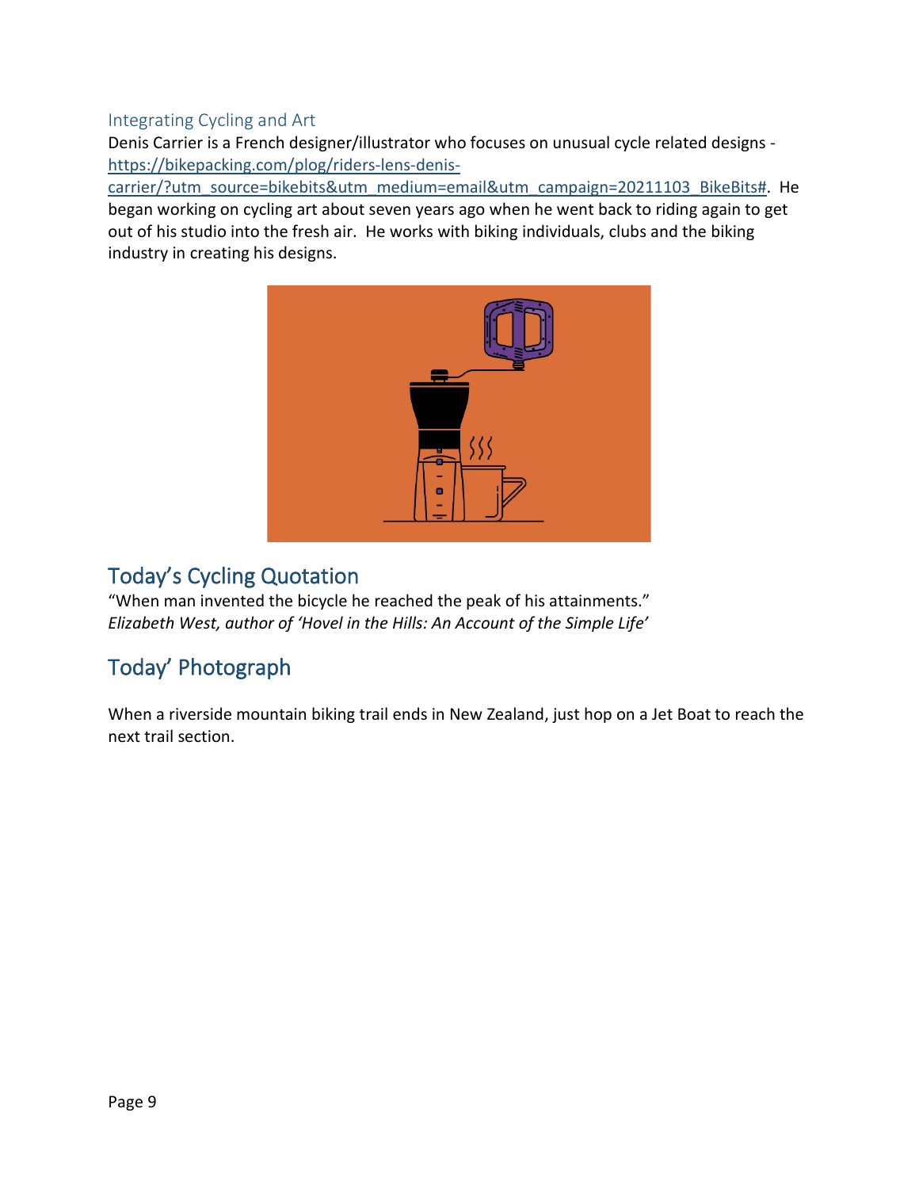## Integrating Cycling and Art

Denis Carrier is a French designer/illustrator who focuses on unusual cycle related designs - https://bikepacking.com/plog/riders-lens-denis-carrier/?utm_source=bikebits&utm_medium=email&utm_campaign=20211103_BikeBits#. He began working on cycling art about seven years ago when he went back to riding again to get out of his studio into the fresh air. He works with biking individuals, clubs and the biking industry in creating his designs.

## Today's Cycling Quotation

"When man invented the bicycle he reached the peak of his attainments."
*Elizabeth West, author of 'Hovel in the Hills: An Account of the Simple Life'*

## Today' Photograph

When a riverside mountain biking trail ends in New Zealand, just hop on a Jet Boat to reach the next trail section.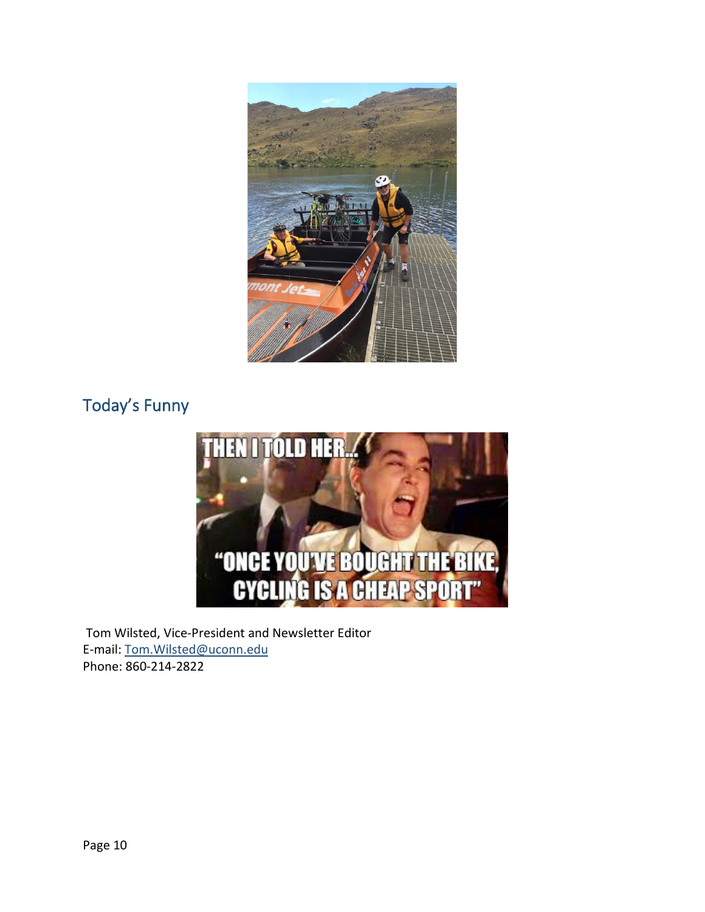## Today's Funny

Tom Wilsted, Vice-President and Newsletter Editor
E-mail: Tom.Wilsted@uconn.edu
Phone: 860-214-2822